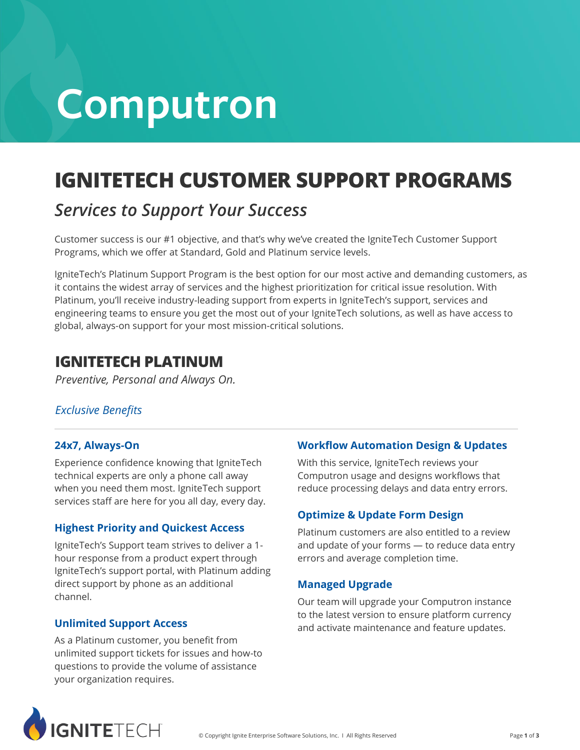# Computron

## IGNITETECH CUSTOMER SUPPORT PROGRAMS

*Services to Support Your Success*

Customer success is our #1 objective, and that's why we've created the IgniteTech Customer Support Programs, which we offer at Standard, Gold and Platinum service levels.

IgniteTech's Platinum Support Program is the best option for our most active and demanding customers, as it contains the widest array of services and the highest prioritization for critical issue resolution. With Platinum, you'll receive industry-leading support from experts in IgniteTech's support, services and engineering teams to ensure you get the most out of your IgniteTech solutions, as well as have access to global, always-on support for your most mission-critical solutions.

## IGNITETECH PLATINUM

*Preventive, Personal and Always On.*

*Exclusive Benefits*

### 24x7, Always-On

Experience confidence knowing that IgniteTech technical experts are only a phone call away when you need them most. IgniteTech support services staff are here for you all day, every day.

### Highest Priority and Quickest Access

IgniteTech's Support team strives to deliver a 1-hour response from a product expert through IgniteTech's support portal, with Platinum adding direct support by phone as an additional channel.

### Unlimited Support Access

As a Platinum customer, you benefit from unlimited support tickets for issues and how-to questions to provide the volume of assistance your organization requires.

### Workflow Automation Design & Updates

With this service, IgniteTech reviews your Computron usage and designs workflows that reduce processing delays and data entry errors.

### Optimize & Update Form Design

Platinum customers are also entitled to a review and update of your forms — to reduce data entry errors and average completion time.

### Managed Upgrade

Our team will upgrade your Computron instance to the latest version to ensure platform currency and activate maintenance and feature updates.

© Copyright Ignite Enterprise Software Solutions, Inc. | All Rights Reserved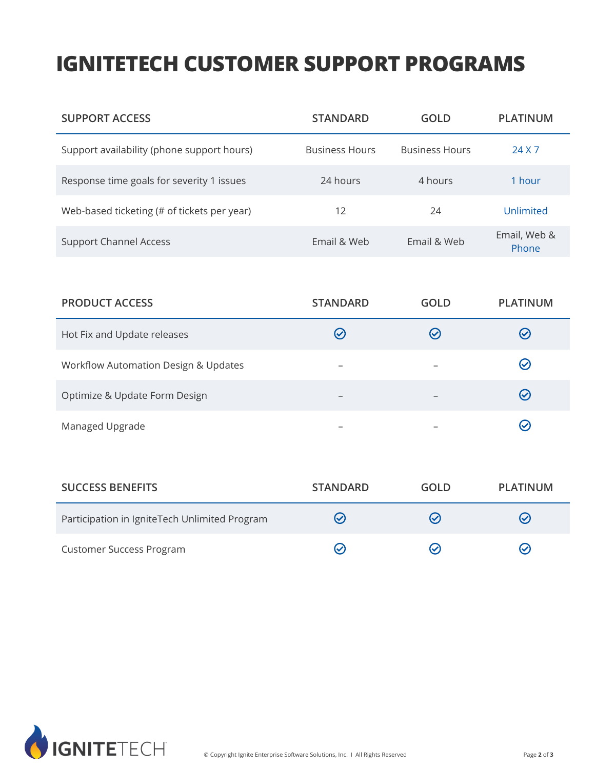# IGNITETECH CUSTOMER SUPPORT PROGRAMS

| SUPPORT ACCESS | STANDARD | GOLD | PLATINUM |
|---|---|---|---|
| Support availability (phone support hours) | Business Hours | Business Hours | 24 X 7 |
| Response time goals for severity 1 issues | 24 hours | 4 hours | 1 hour |
| Web-based ticketing (# of tickets per year) | 12 | 24 | Unlimited |
| Support Channel Access | Email & Web | Email & Web | Email, Web & Phone |

| PRODUCT ACCESS | STANDARD | GOLD | PLATINUM |
|---|---|---|---|
| Hot Fix and Update releases | ✓ | ✓ | ✓ |
| Workflow Automation Design & Updates | – | – | ✓ |
| Optimize & Update Form Design | – | – | ✓ |
| Managed Upgrade | – | – | ✓ |

| SUCCESS BENEFITS | STANDARD | GOLD | PLATINUM |
|---|---|---|---|
| Participation in IgniteTech Unlimited Program | ✓ | ✓ | ✓ |
| Customer Success Program | ✓ | ✓ | ✓ |

© Copyright Ignite Enterprise Software Solutions, Inc. | All Rights Reserved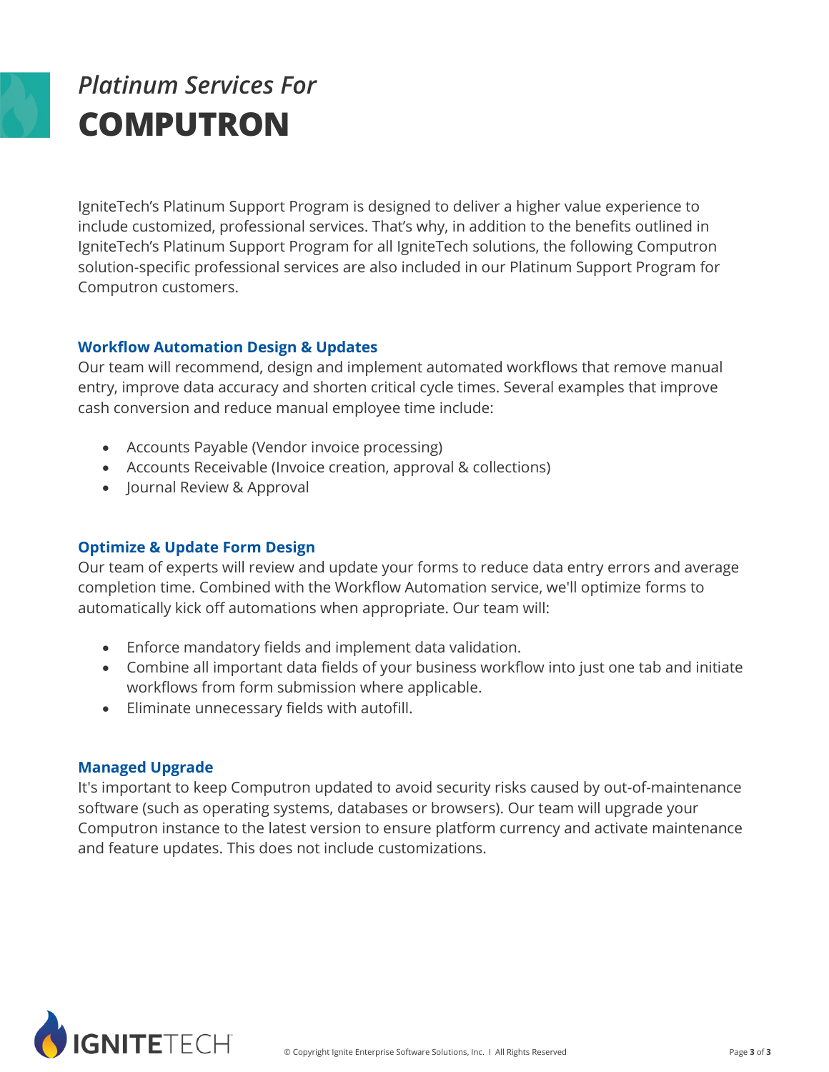# *Platinum Services For* **COMPUTRON**

IgniteTech's Platinum Support Program is designed to deliver a higher value experience to include customized, professional services. That's why, in addition to the benefits outlined in IgniteTech's Platinum Support Program for all IgniteTech solutions, the following Computron solution-specific professional services are also included in our Platinum Support Program for Computron customers.

### Workflow Automation Design & Updates

Our team will recommend, design and implement automated workflows that remove manual entry, improve data accuracy and shorten critical cycle times. Several examples that improve cash conversion and reduce manual employee time include:

- Accounts Payable (Vendor invoice processing)
- Accounts Receivable (Invoice creation, approval & collections)
- Journal Review & Approval

### Optimize & Update Form Design

Our team of experts will review and update your forms to reduce data entry errors and average completion time. Combined with the Workflow Automation service, we'll optimize forms to automatically kick off automations when appropriate. Our team will:

- Enforce mandatory fields and implement data validation.
- Combine all important data fields of your business workflow into just one tab and initiate workflows from form submission where applicable.
- Eliminate unnecessary fields with autofill.

### Managed Upgrade

It's important to keep Computron updated to avoid security risks caused by out-of-maintenance software (such as operating systems, databases or browsers). Our team will upgrade your Computron instance to the latest version to ensure platform currency and activate maintenance and feature updates. This does not include customizations.

© Copyright Ignite Enterprise Software Solutions, Inc. I All Rights Reserved